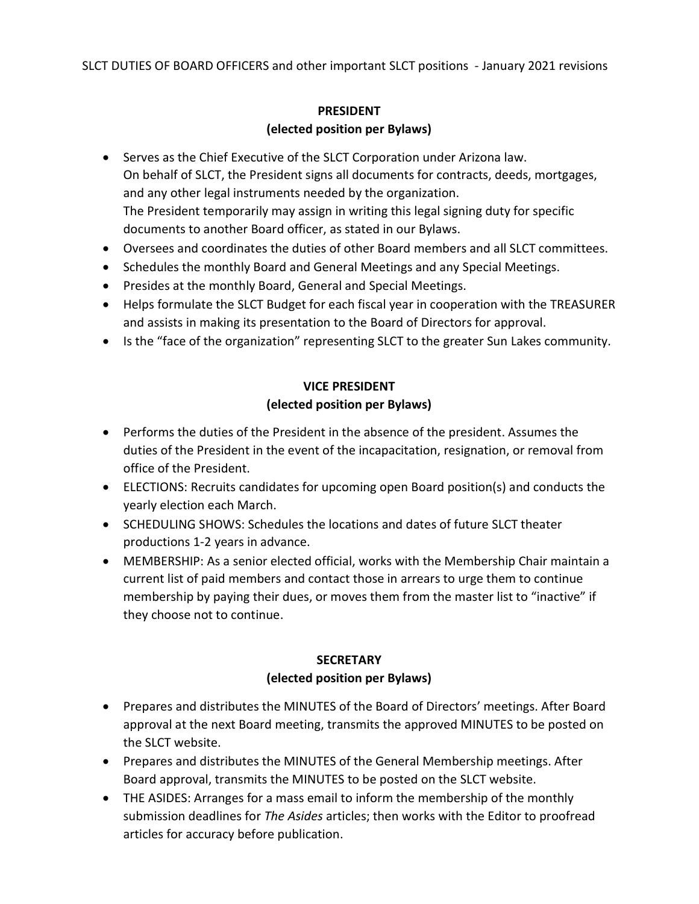SLCT DUTIES OF BOARD OFFICERS and other important SLCT positions - January 2021 revisions

## PRESIDENT
### (elected position per Bylaws)

- Serves as the Chief Executive of the SLCT Corporation under Arizona law.
  On behalf of SLCT, the President signs all documents for contracts, deeds, mortgages, and any other legal instruments needed by the organization.
  The President temporarily may assign in writing this legal signing duty for specific documents to another Board officer, as stated in our Bylaws.
- Oversees and coordinates the duties of other Board members and all SLCT committees.
- Schedules the monthly Board and General Meetings and any Special Meetings.
- Presides at the monthly Board, General and Special Meetings.
- Helps formulate the SLCT Budget for each fiscal year in cooperation with the TREASURER and assists in making its presentation to the Board of Directors for approval.
- Is the "face of the organization" representing SLCT to the greater Sun Lakes community.

## VICE PRESIDENT
### (elected position per Bylaws)

- Performs the duties of the President in the absence of the president. Assumes the duties of the President in the event of the incapacitation, resignation, or removal from office of the President.
- ELECTIONS: Recruits candidates for upcoming open Board position(s) and conducts the yearly election each March.
- SCHEDULING SHOWS: Schedules the locations and dates of future SLCT theater productions 1-2 years in advance.
- MEMBERSHIP: As a senior elected official, works with the Membership Chair maintain a current list of paid members and contact those in arrears to urge them to continue membership by paying their dues, or moves them from the master list to "inactive" if they choose not to continue.

## SECRETARY
### (elected position per Bylaws)

- Prepares and distributes the MINUTES of the Board of Directors' meetings. After Board approval at the next Board meeting, transmits the approved MINUTES to be posted on the SLCT website.
- Prepares and distributes the MINUTES of the General Membership meetings. After Board approval, transmits the MINUTES to be posted on the SLCT website.
- THE ASIDES: Arranges for a mass email to inform the membership of the monthly submission deadlines for *The Asides* articles; then works with the Editor to proofread articles for accuracy before publication.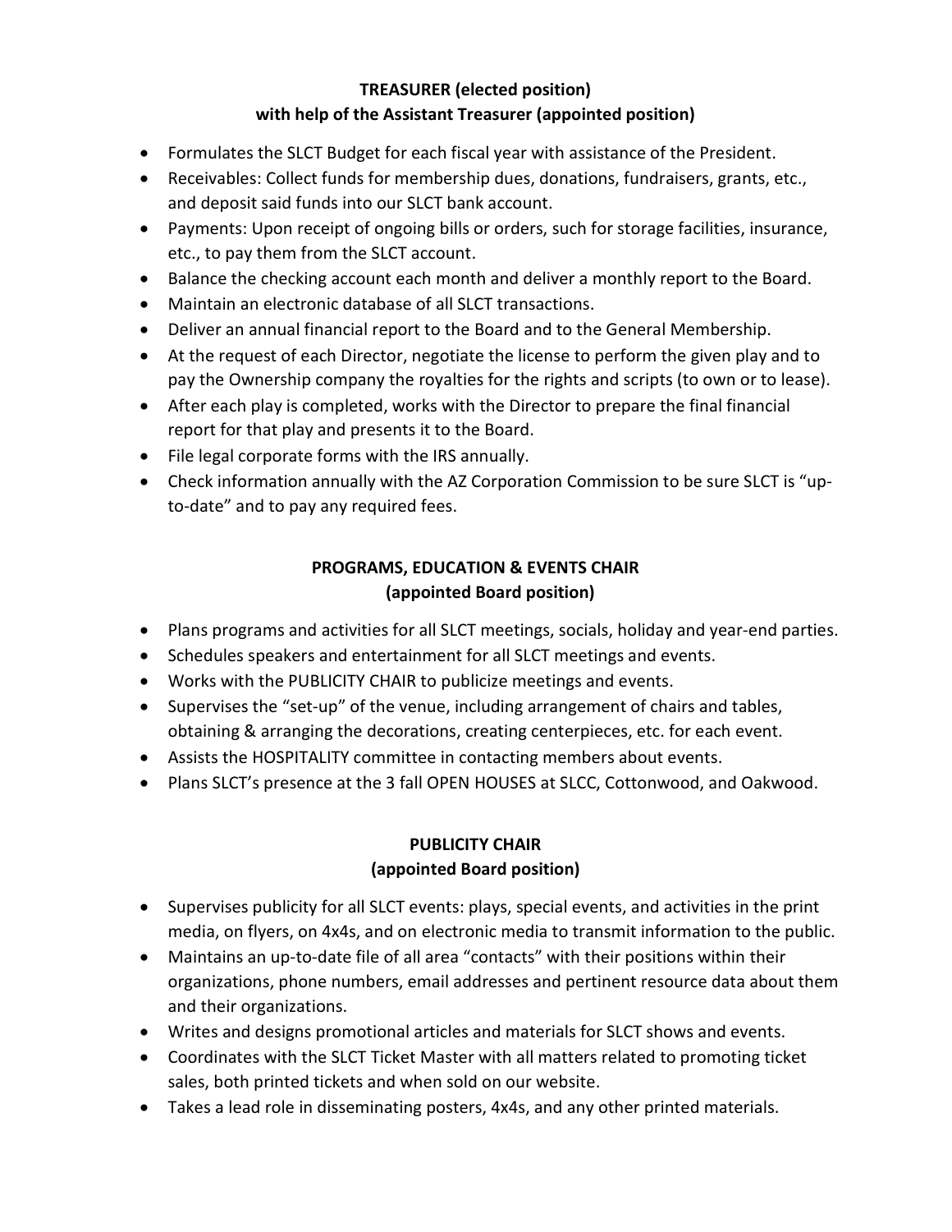## TREASURER (elected position)
## with help of the Assistant Treasurer (appointed position)

- Formulates the SLCT Budget for each fiscal year with assistance of the President.
- Receivables: Collect funds for membership dues, donations, fundraisers, grants, etc., and deposit said funds into our SLCT bank account.
- Payments: Upon receipt of ongoing bills or orders, such for storage facilities, insurance, etc., to pay them from the SLCT account.
- Balance the checking account each month and deliver a monthly report to the Board.
- Maintain an electronic database of all SLCT transactions.
- Deliver an annual financial report to the Board and to the General Membership.
- At the request of each Director, negotiate the license to perform the given play and to pay the Ownership company the royalties for the rights and scripts (to own or to lease).
- After each play is completed, works with the Director to prepare the final financial report for that play and presents it to the Board.
- File legal corporate forms with the IRS annually.
- Check information annually with the AZ Corporation Commission to be sure SLCT is "up-to-date" and to pay any required fees.

## PROGRAMS, EDUCATION & EVENTS CHAIR
## (appointed Board position)

- Plans programs and activities for all SLCT meetings, socials, holiday and year-end parties.
- Schedules speakers and entertainment for all SLCT meetings and events.
- Works with the PUBLICITY CHAIR to publicize meetings and events.
- Supervises the "set-up" of the venue, including arrangement of chairs and tables, obtaining & arranging the decorations, creating centerpieces, etc. for each event.
- Assists the HOSPITALITY committee in contacting members about events.
- Plans SLCT's presence at the 3 fall OPEN HOUSES at SLCC, Cottonwood, and Oakwood.

## PUBLICITY CHAIR
## (appointed Board position)

- Supervises publicity for all SLCT events: plays, special events, and activities in the print media, on flyers, on 4x4s, and on electronic media to transmit information to the public.
- Maintains an up-to-date file of all area "contacts" with their positions within their organizations, phone numbers, email addresses and pertinent resource data about them and their organizations.
- Writes and designs promotional articles and materials for SLCT shows and events.
- Coordinates with the SLCT Ticket Master with all matters related to promoting ticket sales, both printed tickets and when sold on our website.
- Takes a lead role in disseminating posters, 4x4s, and any other printed materials.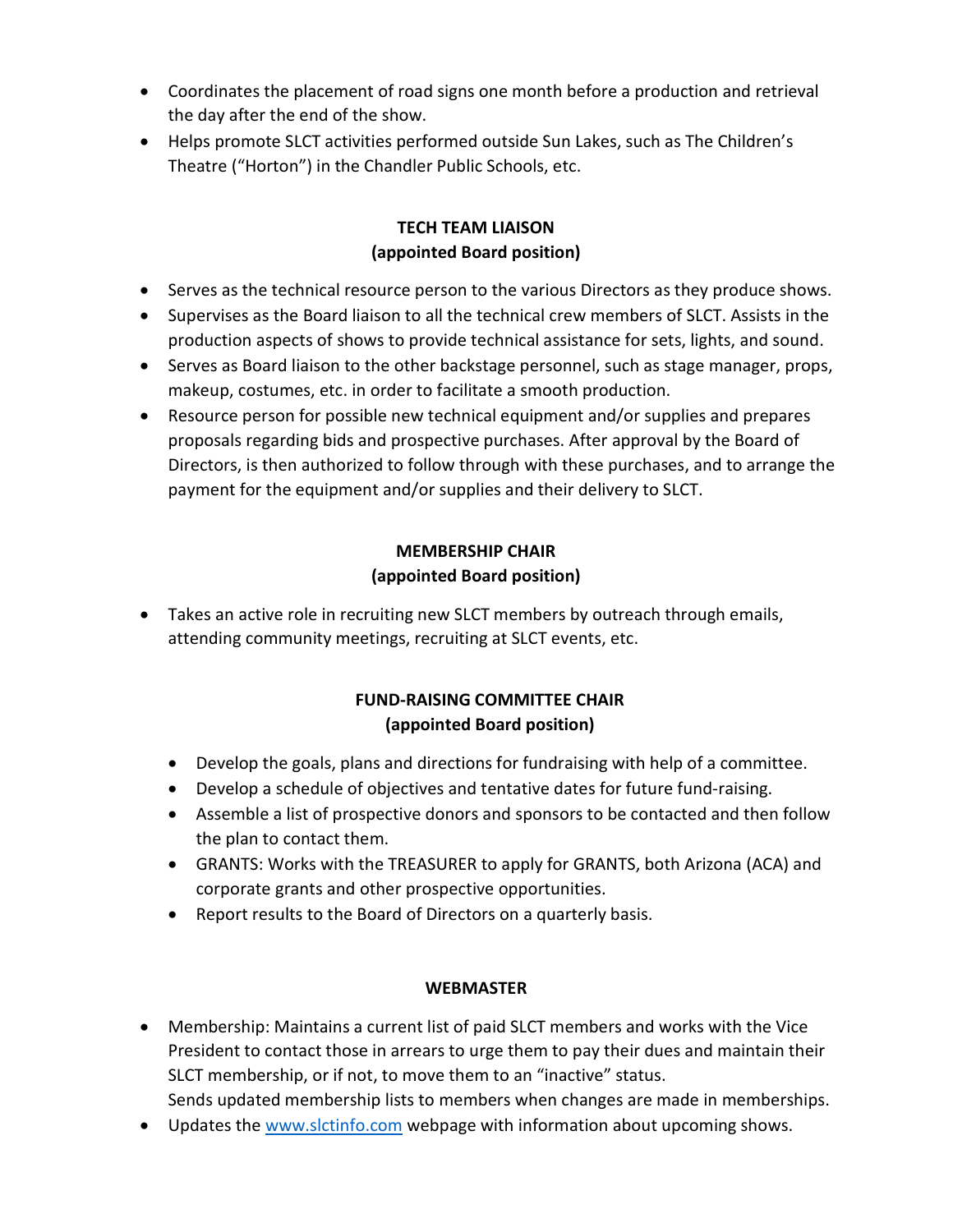- Coordinates the placement of road signs one month before a production and retrieval the day after the end of the show.
- Helps promote SLCT activities performed outside Sun Lakes, such as The Children's Theatre ("Horton") in the Chandler Public Schools, etc.

**TECH TEAM LIAISON**
**(appointed Board position)**

- Serves as the technical resource person to the various Directors as they produce shows.
- Supervises as the Board liaison to all the technical crew members of SLCT. Assists in the production aspects of shows to provide technical assistance for sets, lights, and sound.
- Serves as Board liaison to the other backstage personnel, such as stage manager, props, makeup, costumes, etc. in order to facilitate a smooth production.
- Resource person for possible new technical equipment and/or supplies and prepares proposals regarding bids and prospective purchases. After approval by the Board of Directors, is then authorized to follow through with these purchases, and to arrange the payment for the equipment and/or supplies and their delivery to SLCT.

**MEMBERSHIP CHAIR**
**(appointed Board position)**

- Takes an active role in recruiting new SLCT members by outreach through emails, attending community meetings, recruiting at SLCT events, etc.

**FUND-RAISING COMMITTEE CHAIR**
**(appointed Board position)**

- Develop the goals, plans and directions for fundraising with help of a committee.
- Develop a schedule of objectives and tentative dates for future fund-raising.
- Assemble a list of prospective donors and sponsors to be contacted and then follow the plan to contact them.
- GRANTS: Works with the TREASURER to apply for GRANTS, both Arizona (ACA) and corporate grants and other prospective opportunities.
- Report results to the Board of Directors on a quarterly basis.

**WEBMASTER**

- Membership: Maintains a current list of paid SLCT members and works with the Vice President to contact those in arrears to urge them to pay their dues and maintain their SLCT membership, or if not, to move them to an "inactive" status.
  Sends updated membership lists to members when changes are made in memberships.
- Updates the [www.slctinfo.com](http://www.slctinfo.com) webpage with information about upcoming shows.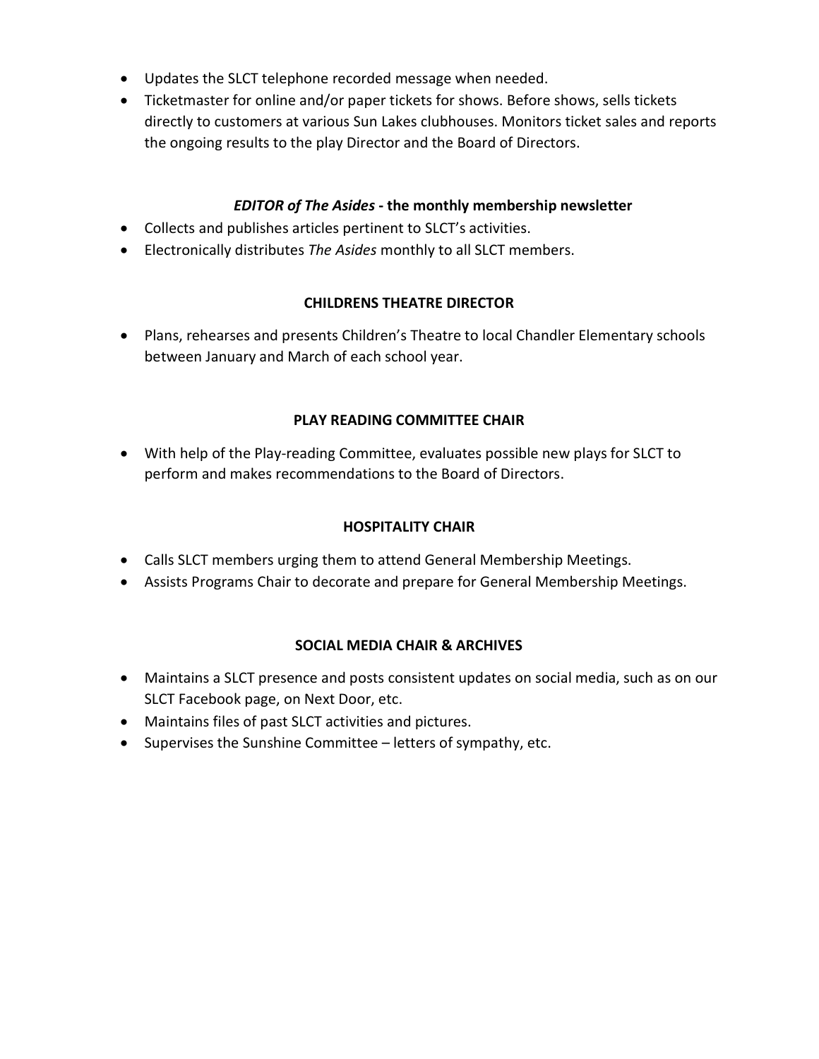- Updates the SLCT telephone recorded message when needed.
- Ticketmaster for online and/or paper tickets for shows. Before shows, sells tickets directly to customers at various Sun Lakes clubhouses. Monitors ticket sales and reports the ongoing results to the play Director and the Board of Directors.

### ***EDITOR of The Asides*** **- the monthly membership newsletter**

- Collects and publishes articles pertinent to SLCT's activities.
- Electronically distributes *The Asides* monthly to all SLCT members.

### CHILDRENS THEATRE DIRECTOR

- Plans, rehearses and presents Children's Theatre to local Chandler Elementary schools between January and March of each school year.

### PLAY READING COMMITTEE CHAIR

- With help of the Play-reading Committee, evaluates possible new plays for SLCT to perform and makes recommendations to the Board of Directors.

### HOSPITALITY CHAIR

- Calls SLCT members urging them to attend General Membership Meetings.
- Assists Programs Chair to decorate and prepare for General Membership Meetings.

### SOCIAL MEDIA CHAIR & ARCHIVES

- Maintains a SLCT presence and posts consistent updates on social media, such as on our SLCT Facebook page, on Next Door, etc.
- Maintains files of past SLCT activities and pictures.
- Supervises the Sunshine Committee – letters of sympathy, etc.